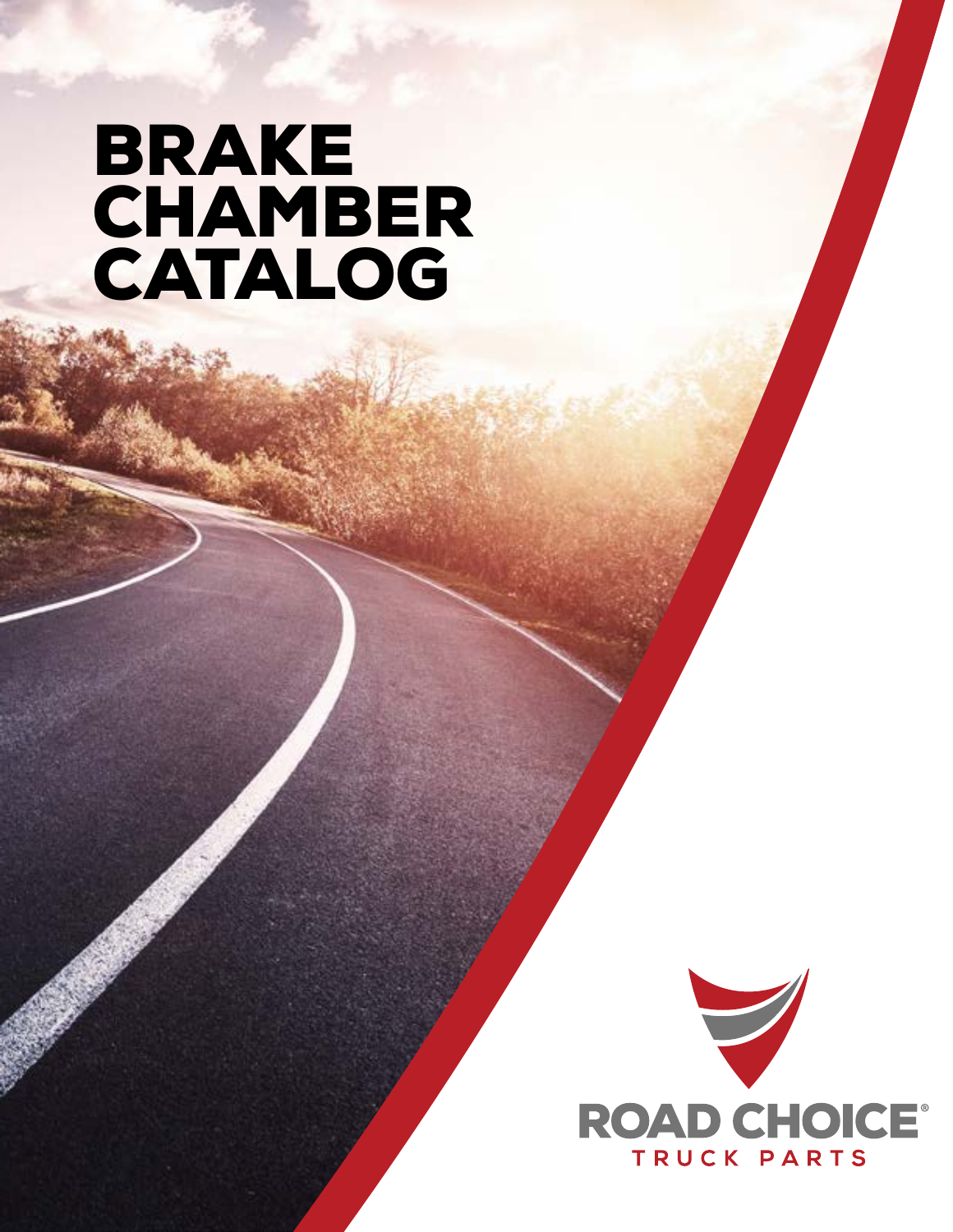# BRAKE CHAMBER CATALOG

ROAD CHOICE®
TRUCK PARTS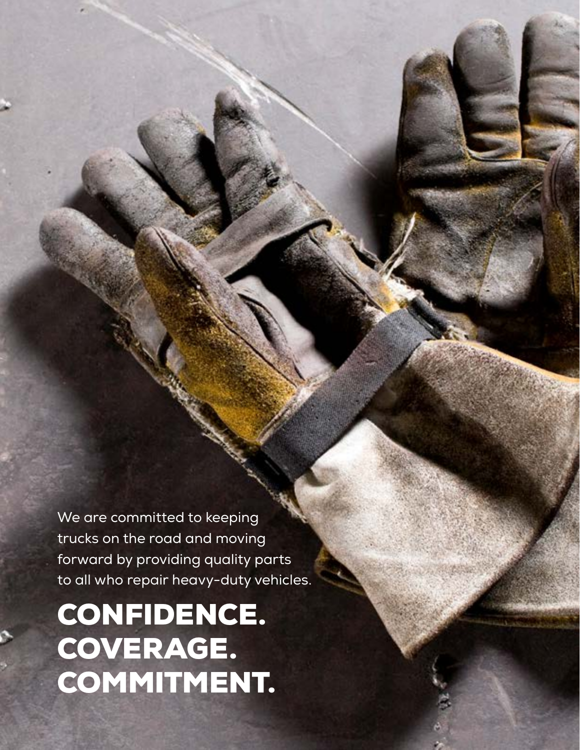We are committed to keeping trucks on the road and moving forward by providing quality parts to all who repair heavy-duty vehicles.

# CONFIDENCE. COVERAGE. COMMITMENT.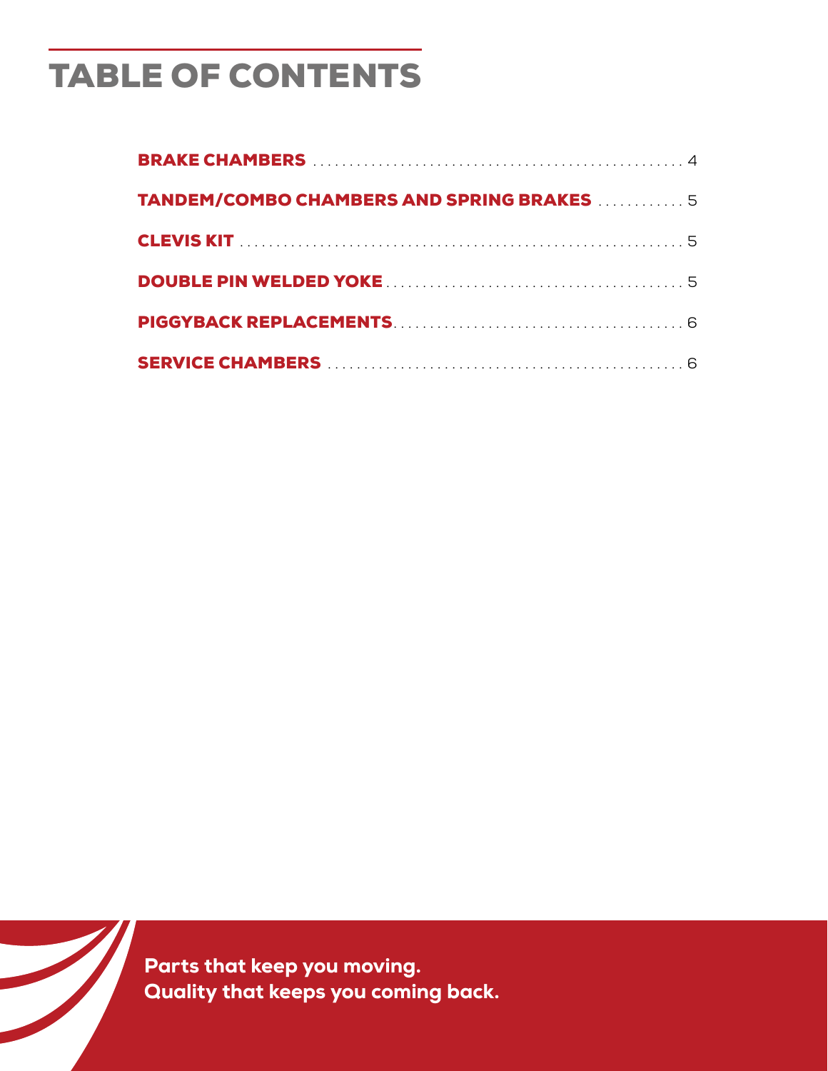# TABLE OF CONTENTS

**BRAKE CHAMBERS** .................................................. 4

**TANDEM/COMBO CHAMBERS AND SPRING BRAKES** ............ 5

**CLEVIS KIT** .............................................................. 5

**DOUBLE PIN WELDED YOKE** ........................................ 5

**PIGGYBACK REPLACEMENTS** ....................................... 6

**SERVICE CHAMBERS** ................................................. 6

**Parts that keep you moving.**
**Quality that keeps you coming back.**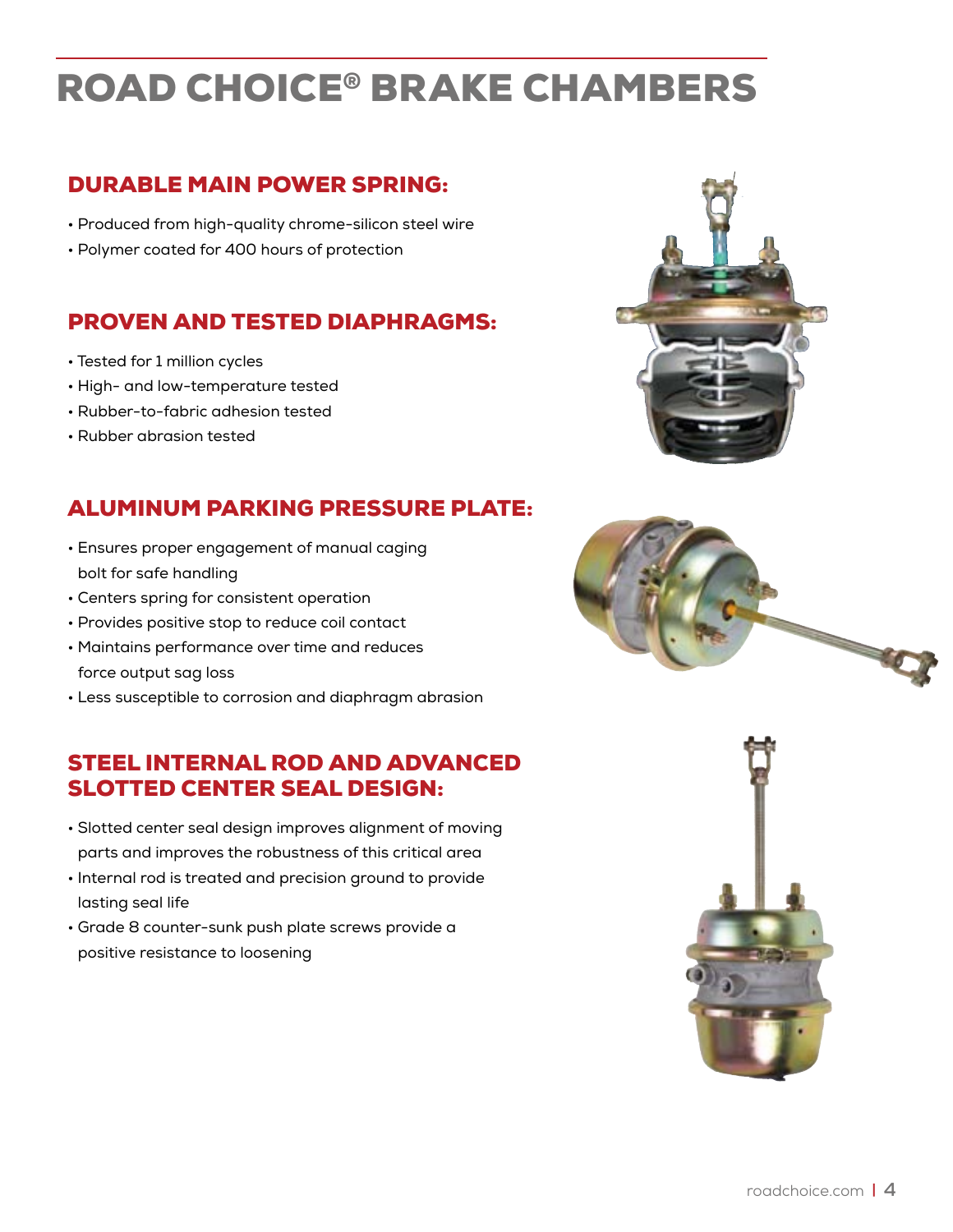# ROAD CHOICE® BRAKE CHAMBERS

## DURABLE MAIN POWER SPRING:

- Produced from high-quality chrome-silicon steel wire
- Polymer coated for 400 hours of protection

## PROVEN AND TESTED DIAPHRAGMS:

- Tested for 1 million cycles
- High- and low-temperature tested
- Rubber-to-fabric adhesion tested
- Rubber abrasion tested

## ALUMINUM PARKING PRESSURE PLATE:

- Ensures proper engagement of manual caging bolt for safe handling
- Centers spring for consistent operation
- Provides positive stop to reduce coil contact
- Maintains performance over time and reduces force output sag loss
- Less susceptible to corrosion and diaphragm abrasion

## STEEL INTERNAL ROD AND ADVANCED SLOTTED CENTER SEAL DESIGN:

- Slotted center seal design improves alignment of moving parts and improves the robustness of this critical area
- Internal rod is treated and precision ground to provide lasting seal life
- Grade 8 counter-sunk push plate screws provide a positive resistance to loosening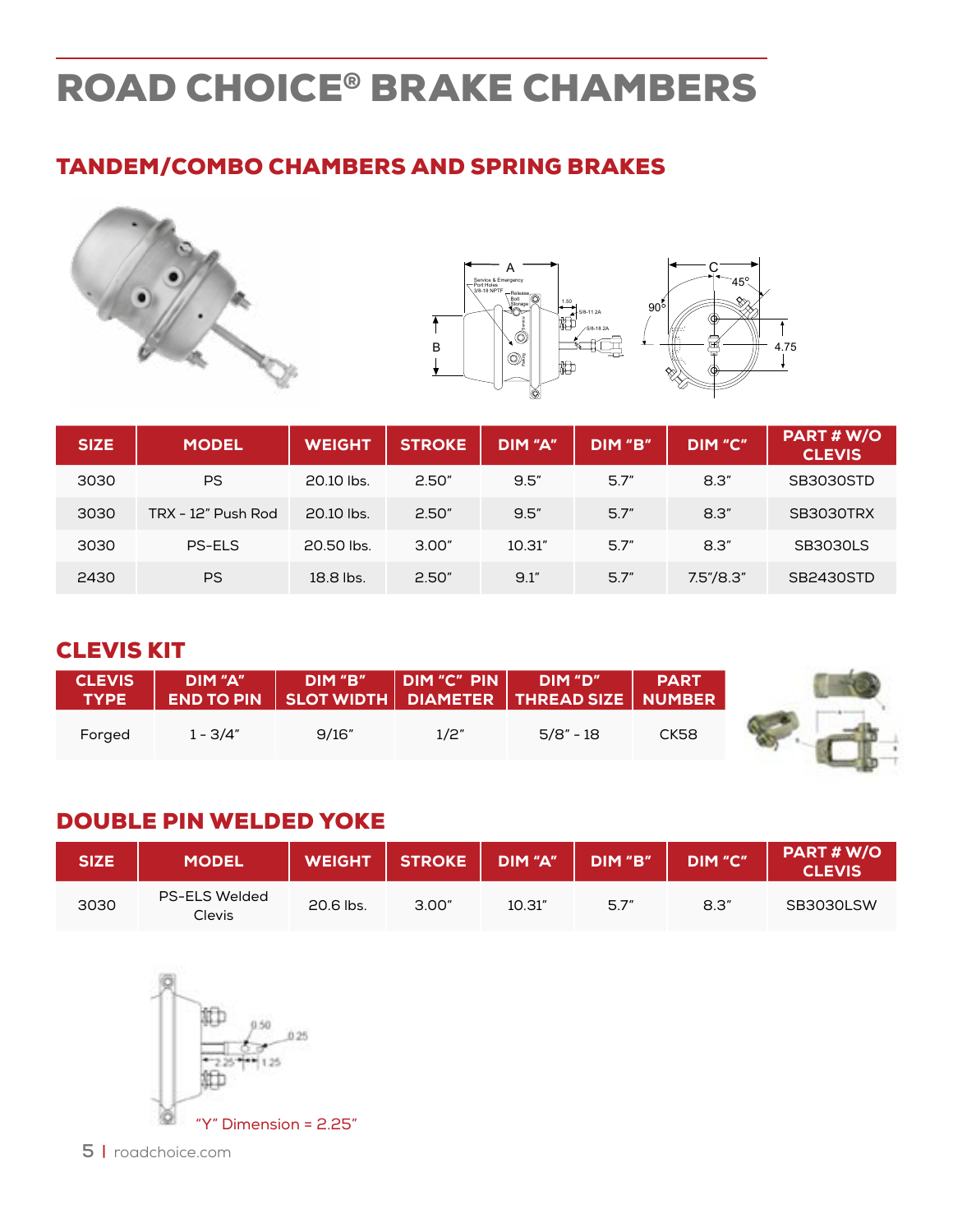# ROAD CHOICE® BRAKE CHAMBERS

## TANDEM/COMBO CHAMBERS AND SPRING BRAKES

| SIZE | MODEL | WEIGHT | STROKE | DIM "A" | DIM "B" | DIM "C" | PART # W/O CLEVIS |
|---|---|---|---|---|---|---|---|
| 3030 | PS | 20.10 lbs. | 2.50" | 9.5" | 5.7" | 8.3" | SB3030STD |
| 3030 | TRX - 12" Push Rod | 20.10 lbs. | 2.50" | 9.5" | 5.7" | 8.3" | SB3030TRX |
| 3030 | PS-ELS | 20.50 lbs. | 3.00" | 10.31" | 5.7" | 8.3" | SB3030LS |
| 2430 | PS | 18.8 lbs. | 2.50" | 9.1" | 5.7" | 7.5"/8.3" | SB2430STD |

## CLEVIS KIT

| CLEVIS TYPE | DIM "A" END TO PIN | DIM "B" SLOT WIDTH | DIM "C" PIN DIAMETER | DIM "D" THREAD SIZE | PART NUMBER |
|---|---|---|---|---|---|
| Forged | 1 - 3/4" | 9/16" | 1/2" | 5/8" - 18 | CK58 |

## DOUBLE PIN WELDED YOKE

| SIZE | MODEL | WEIGHT | STROKE | DIM "A" | DIM "B" | DIM "C" | PART # W/O CLEVIS |
|---|---|---|---|---|---|---|---|
| 3030 | PS-ELS Welded Clevis | 20.6 lbs. | 3.00" | 10.31" | 5.7" | 8.3" | SB3030LSW |

"Y" Dimension = 2.25"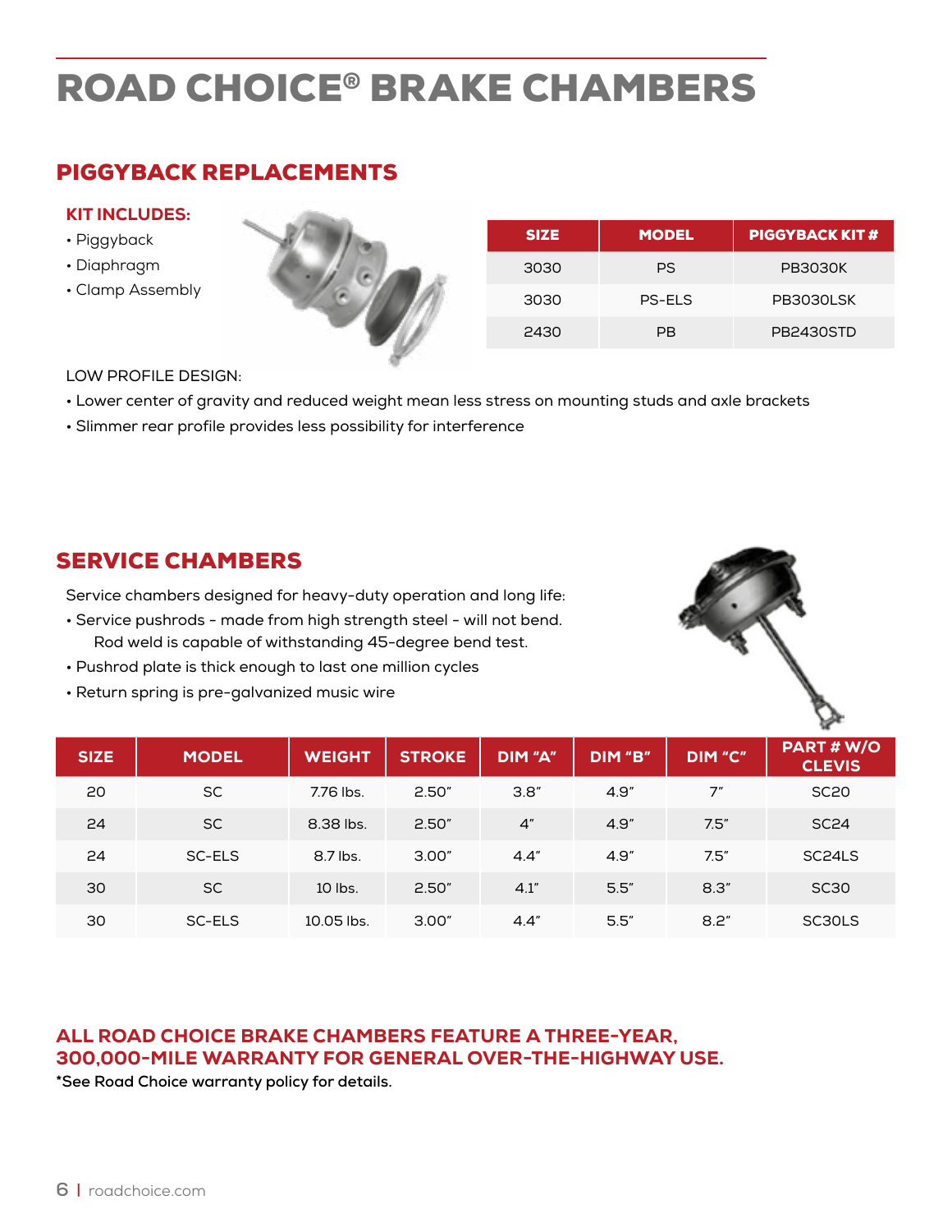# ROAD CHOICE® BRAKE CHAMBERS

## PIGGYBACK REPLACEMENTS

### KIT INCLUDES:

- Piggyback
- Diaphragm
- Clamp Assembly

| SIZE | MODEL | PIGGYBACK KIT # |
|---|---|---|
| 3030 | PS | PB3030K |
| 3030 | PS-ELS | PB3030LSK |
| 2430 | PB | PB2430STD |

LOW PROFILE DESIGN:

- Lower center of gravity and reduced weight mean less stress on mounting studs and axle brackets
- Slimmer rear profile provides less possibility for interference

## SERVICE CHAMBERS

Service chambers designed for heavy-duty operation and long life:

- Service pushrods - made from high strength steel - will not bend. Rod weld is capable of withstanding 45-degree bend test.
- Pushrod plate is thick enough to last one million cycles
- Return spring is pre-galvanized music wire

| SIZE | MODEL | WEIGHT | STROKE | DIM "A" | DIM "B" | DIM "C" | PART # W/O CLEVIS |
|---|---|---|---|---|---|---|---|
| 20 | SC | 7.76 lbs. | 2.50" | 3.8" | 4.9" | 7" | SC20 |
| 24 | SC | 8.38 lbs. | 2.50" | 4" | 4.9" | 7.5" | SC24 |
| 24 | SC-ELS | 8.7 lbs. | 3.00" | 4.4" | 4.9" | 7.5" | SC24LS |
| 30 | SC | 10 lbs. | 2.50" | 4.1" | 5.5" | 8.3" | SC30 |
| 30 | SC-ELS | 10.05 lbs. | 3.00" | 4.4" | 5.5" | 8.2" | SC30LS |

### ALL ROAD CHOICE BRAKE CHAMBERS FEATURE A THREE-YEAR, 300,000-MILE WARRANTY FOR GENERAL OVER-THE-HIGHWAY USE.

**\*See Road Choice warranty policy for details.**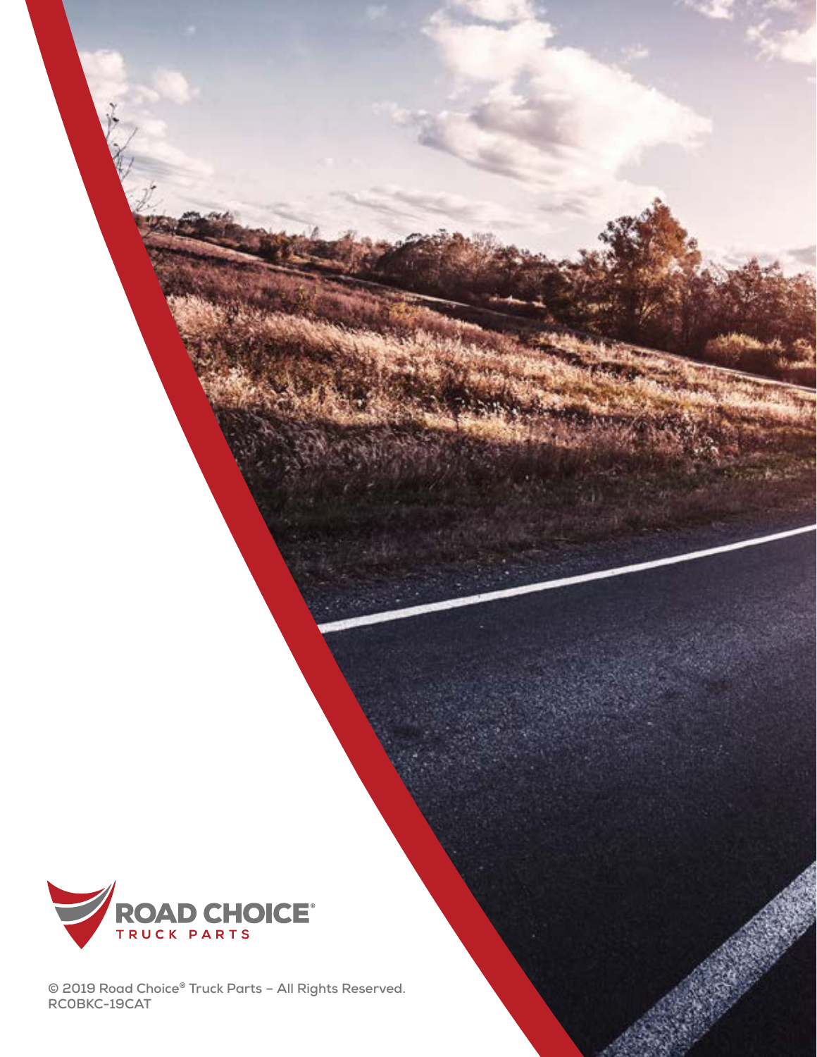ROAD CHOICE®

TRUCK PARTS

© 2019 Road Choice® Truck Parts – All Rights Reserved.
RC0BKC-19CAT